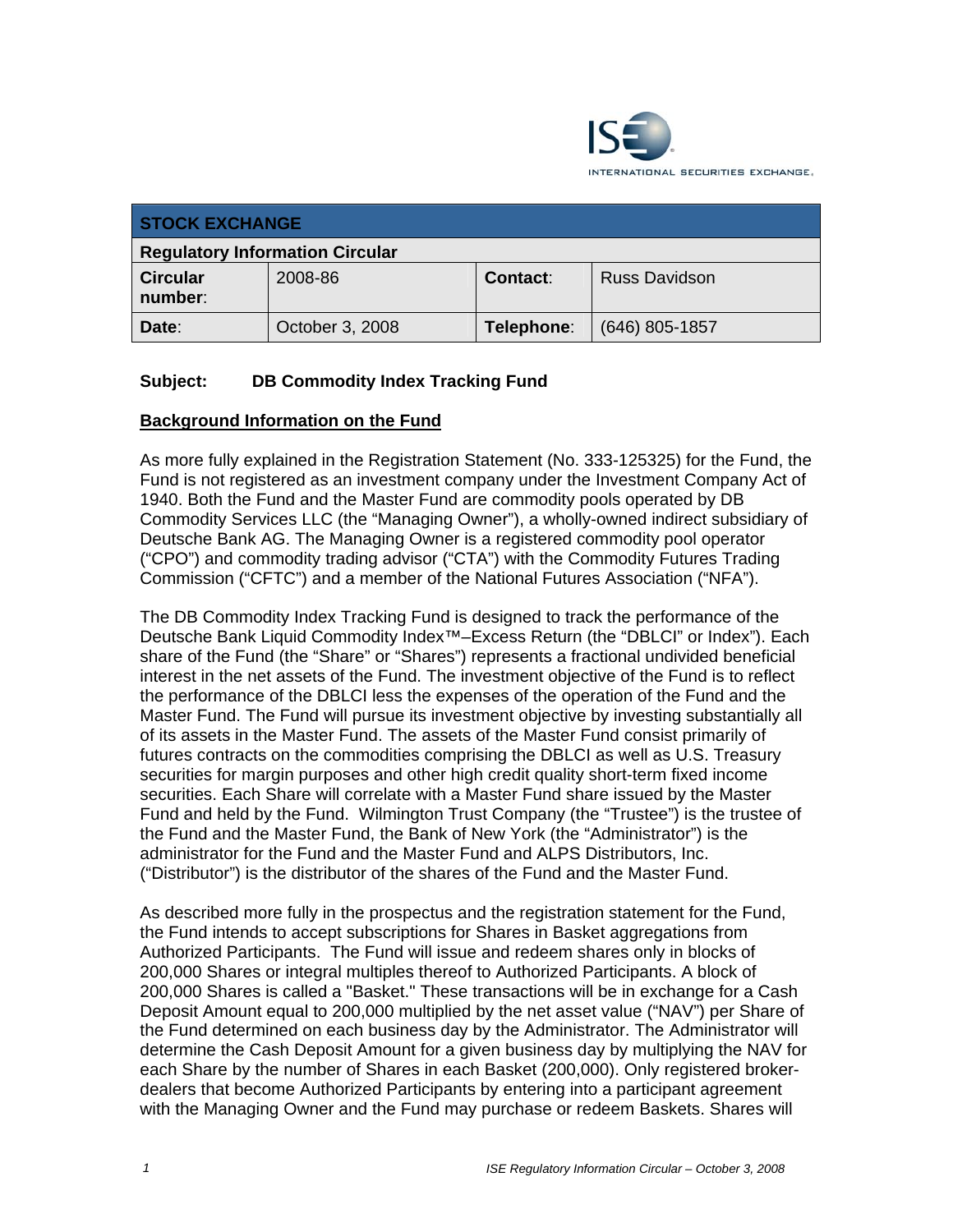INTERNATIONAL SECURITIES EXCHANGE.

| STOCK EXCHANGE | | | |
|---|---|---|---|
| **Regulatory Information Circular** | | | |
| **Circular number:** | 2008-86 | **Contact:** | Russ Davidson |
| **Date:** | October 3, 2008 | **Telephone:** | (646) 805-1857 |

**Subject: DB Commodity Index Tracking Fund**

## Background Information on the Fund

As more fully explained in the Registration Statement (No. 333-125325) for the Fund, the Fund is not registered as an investment company under the Investment Company Act of 1940. Both the Fund and the Master Fund are commodity pools operated by DB Commodity Services LLC (the "Managing Owner"), a wholly-owned indirect subsidiary of Deutsche Bank AG. The Managing Owner is a registered commodity pool operator ("CPO") and commodity trading advisor ("CTA") with the Commodity Futures Trading Commission ("CFTC") and a member of the National Futures Association ("NFA").

The DB Commodity Index Tracking Fund is designed to track the performance of the Deutsche Bank Liquid Commodity Index™–Excess Return (the "DBLCI" or Index"). Each share of the Fund (the "Share" or "Shares") represents a fractional undivided beneficial interest in the net assets of the Fund. The investment objective of the Fund is to reflect the performance of the DBLCI less the expenses of the operation of the Fund and the Master Fund. The Fund will pursue its investment objective by investing substantially all of its assets in the Master Fund. The assets of the Master Fund consist primarily of futures contracts on the commodities comprising the DBLCI as well as U.S. Treasury securities for margin purposes and other high credit quality short-term fixed income securities. Each Share will correlate with a Master Fund share issued by the Master Fund and held by the Fund. Wilmington Trust Company (the "Trustee") is the trustee of the Fund and the Master Fund, the Bank of New York (the "Administrator") is the administrator for the Fund and the Master Fund and ALPS Distributors, Inc. ("Distributor") is the distributor of the shares of the Fund and the Master Fund.

As described more fully in the prospectus and the registration statement for the Fund, the Fund intends to accept subscriptions for Shares in Basket aggregations from Authorized Participants. The Fund will issue and redeem shares only in blocks of 200,000 Shares or integral multiples thereof to Authorized Participants. A block of 200,000 Shares is called a "Basket." These transactions will be in exchange for a Cash Deposit Amount equal to 200,000 multiplied by the net asset value ("NAV") per Share of the Fund determined on each business day by the Administrator. The Administrator will determine the Cash Deposit Amount for a given business day by multiplying the NAV for each Share by the number of Shares in each Basket (200,000). Only registered broker-dealers that become Authorized Participants by entering into a participant agreement with the Managing Owner and the Fund may purchase or redeem Baskets. Shares will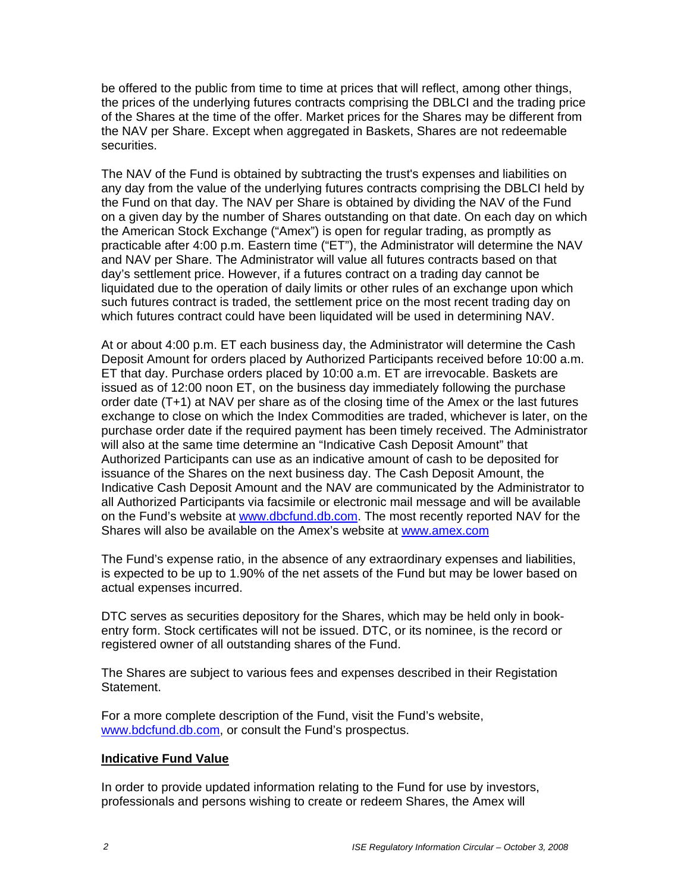be offered to the public from time to time at prices that will reflect, among other things, the prices of the underlying futures contracts comprising the DBLCI and the trading price of the Shares at the time of the offer. Market prices for the Shares may be different from the NAV per Share. Except when aggregated in Baskets, Shares are not redeemable securities.

The NAV of the Fund is obtained by subtracting the trust's expenses and liabilities on any day from the value of the underlying futures contracts comprising the DBLCI held by the Fund on that day. The NAV per Share is obtained by dividing the NAV of the Fund on a given day by the number of Shares outstanding on that date. On each day on which the American Stock Exchange ("Amex") is open for regular trading, as promptly as practicable after 4:00 p.m. Eastern time ("ET"), the Administrator will determine the NAV and NAV per Share. The Administrator will value all futures contracts based on that day's settlement price. However, if a futures contract on a trading day cannot be liquidated due to the operation of daily limits or other rules of an exchange upon which such futures contract is traded, the settlement price on the most recent trading day on which futures contract could have been liquidated will be used in determining NAV.

At or about 4:00 p.m. ET each business day, the Administrator will determine the Cash Deposit Amount for orders placed by Authorized Participants received before 10:00 a.m. ET that day. Purchase orders placed by 10:00 a.m. ET are irrevocable. Baskets are issued as of 12:00 noon ET, on the business day immediately following the purchase order date (T+1) at NAV per share as of the closing time of the Amex or the last futures exchange to close on which the Index Commodities are traded, whichever is later, on the purchase order date if the required payment has been timely received. The Administrator will also at the same time determine an "Indicative Cash Deposit Amount" that Authorized Participants can use as an indicative amount of cash to be deposited for issuance of the Shares on the next business day. The Cash Deposit Amount, the Indicative Cash Deposit Amount and the NAV are communicated by the Administrator to all Authorized Participants via facsimile or electronic mail message and will be available on the Fund's website at www.dbcfund.db.com. The most recently reported NAV for the Shares will also be available on the Amex's website at www.amex.com

The Fund's expense ratio, in the absence of any extraordinary expenses and liabilities, is expected to be up to 1.90% of the net assets of the Fund but may be lower based on actual expenses incurred.

DTC serves as securities depository for the Shares, which may be held only in book-entry form. Stock certificates will not be issued. DTC, or its nominee, is the record or registered owner of all outstanding shares of the Fund.

The Shares are subject to various fees and expenses described in their Registation Statement.

For a more complete description of the Fund, visit the Fund's website, www.bdcfund.db.com, or consult the Fund's prospectus.

**Indicative Fund Value**

In order to provide updated information relating to the Fund for use by investors, professionals and persons wishing to create or redeem Shares, the Amex will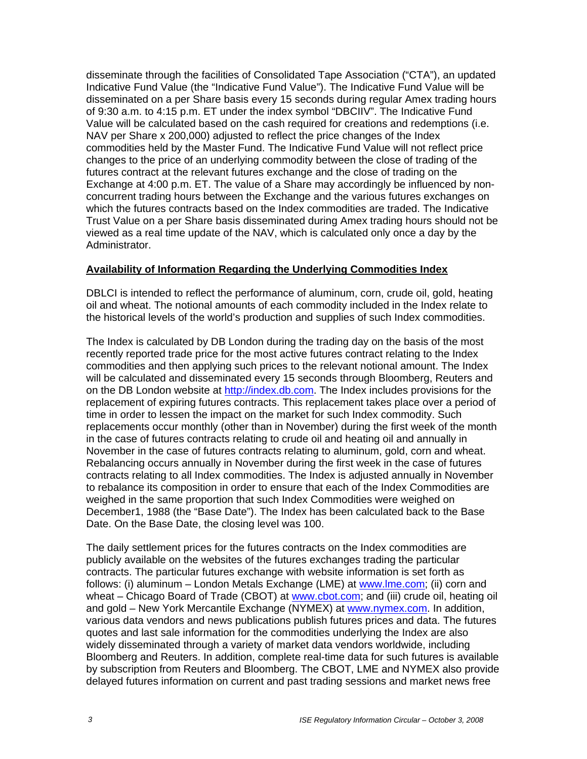disseminate through the facilities of Consolidated Tape Association ("CTA"), an updated Indicative Fund Value (the "Indicative Fund Value"). The Indicative Fund Value will be disseminated on a per Share basis every 15 seconds during regular Amex trading hours of 9:30 a.m. to 4:15 p.m. ET under the index symbol "DBCIIV". The Indicative Fund Value will be calculated based on the cash required for creations and redemptions (i.e. NAV per Share x 200,000) adjusted to reflect the price changes of the Index commodities held by the Master Fund. The Indicative Fund Value will not reflect price changes to the price of an underlying commodity between the close of trading of the futures contract at the relevant futures exchange and the close of trading on the Exchange at 4:00 p.m. ET. The value of a Share may accordingly be influenced by non-concurrent trading hours between the Exchange and the various futures exchanges on which the futures contracts based on the Index commodities are traded. The Indicative Trust Value on a per Share basis disseminated during Amex trading hours should not be viewed as a real time update of the NAV, which is calculated only once a day by the Administrator.

**Availability of Information Regarding the Underlying Commodities Index**

DBLCI is intended to reflect the performance of aluminum, corn, crude oil, gold, heating oil and wheat. The notional amounts of each commodity included in the Index relate to the historical levels of the world's production and supplies of such Index commodities.

The Index is calculated by DB London during the trading day on the basis of the most recently reported trade price for the most active futures contract relating to the Index commodities and then applying such prices to the relevant notional amount. The Index will be calculated and disseminated every 15 seconds through Bloomberg, Reuters and on the DB London website at http://index.db.com. The Index includes provisions for the replacement of expiring futures contracts. This replacement takes place over a period of time in order to lessen the impact on the market for such Index commodity. Such replacements occur monthly (other than in November) during the first week of the month in the case of futures contracts relating to crude oil and heating oil and annually in November in the case of futures contracts relating to aluminum, gold, corn and wheat. Rebalancing occurs annually in November during the first week in the case of futures contracts relating to all Index commodities. The Index is adjusted annually in November to rebalance its composition in order to ensure that each of the Index Commodities are weighed in the same proportion that such Index Commodities were weighed on December1, 1988 (the "Base Date"). The Index has been calculated back to the Base Date. On the Base Date, the closing level was 100.

The daily settlement prices for the futures contracts on the Index commodities are publicly available on the websites of the futures exchanges trading the particular contracts. The particular futures exchange with website information is set forth as follows: (i) aluminum – London Metals Exchange (LME) at www.lme.com; (ii) corn and wheat – Chicago Board of Trade (CBOT) at www.cbot.com; and (iii) crude oil, heating oil and gold – New York Mercantile Exchange (NYMEX) at www.nymex.com. In addition, various data vendors and news publications publish futures prices and data. The futures quotes and last sale information for the commodities underlying the Index are also widely disseminated through a variety of market data vendors worldwide, including Bloomberg and Reuters. In addition, complete real-time data for such futures is available by subscription from Reuters and Bloomberg. The CBOT, LME and NYMEX also provide delayed futures information on current and past trading sessions and market news free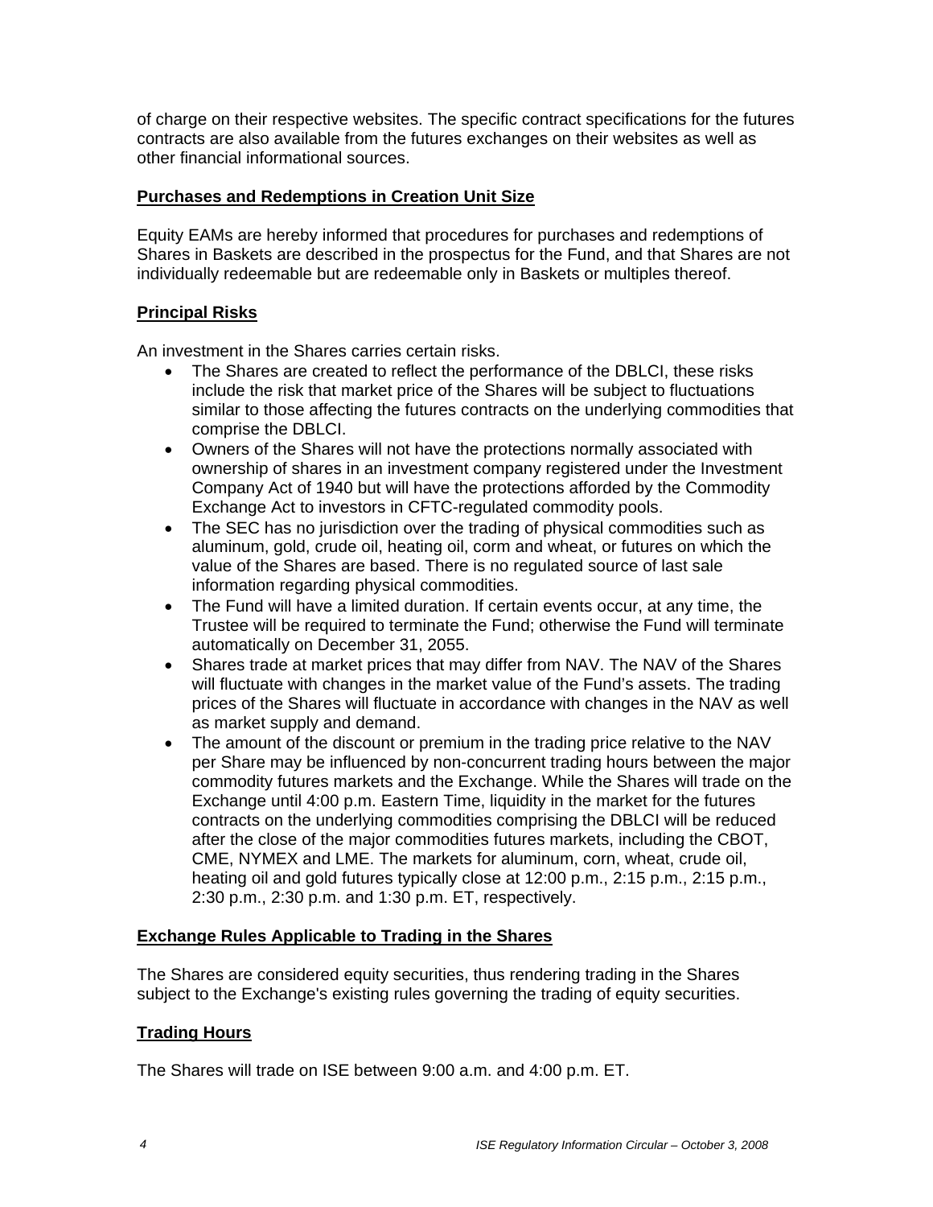of charge on their respective websites. The specific contract specifications for the futures contracts are also available from the futures exchanges on their websites as well as other financial informational sources.

## Purchases and Redemptions in Creation Unit Size

Equity EAMs are hereby informed that procedures for purchases and redemptions of Shares in Baskets are described in the prospectus for the Fund, and that Shares are not individually redeemable but are redeemable only in Baskets or multiples thereof.

## Principal Risks

An investment in the Shares carries certain risks.

- The Shares are created to reflect the performance of the DBLCI, these risks include the risk that market price of the Shares will be subject to fluctuations similar to those affecting the futures contracts on the underlying commodities that comprise the DBLCI.
- Owners of the Shares will not have the protections normally associated with ownership of shares in an investment company registered under the Investment Company Act of 1940 but will have the protections afforded by the Commodity Exchange Act to investors in CFTC-regulated commodity pools.
- The SEC has no jurisdiction over the trading of physical commodities such as aluminum, gold, crude oil, heating oil, corm and wheat, or futures on which the value of the Shares are based. There is no regulated source of last sale information regarding physical commodities.
- The Fund will have a limited duration. If certain events occur, at any time, the Trustee will be required to terminate the Fund; otherwise the Fund will terminate automatically on December 31, 2055.
- Shares trade at market prices that may differ from NAV. The NAV of the Shares will fluctuate with changes in the market value of the Fund's assets. The trading prices of the Shares will fluctuate in accordance with changes in the NAV as well as market supply and demand.
- The amount of the discount or premium in the trading price relative to the NAV per Share may be influenced by non-concurrent trading hours between the major commodity futures markets and the Exchange. While the Shares will trade on the Exchange until 4:00 p.m. Eastern Time, liquidity in the market for the futures contracts on the underlying commodities comprising the DBLCI will be reduced after the close of the major commodities futures markets, including the CBOT, CME, NYMEX and LME. The markets for aluminum, corn, wheat, crude oil, heating oil and gold futures typically close at 12:00 p.m., 2:15 p.m., 2:15 p.m., 2:30 p.m., 2:30 p.m. and 1:30 p.m. ET, respectively.

## Exchange Rules Applicable to Trading in the Shares

The Shares are considered equity securities, thus rendering trading in the Shares subject to the Exchange's existing rules governing the trading of equity securities.

## Trading Hours

The Shares will trade on ISE between 9:00 a.m. and 4:00 p.m. ET.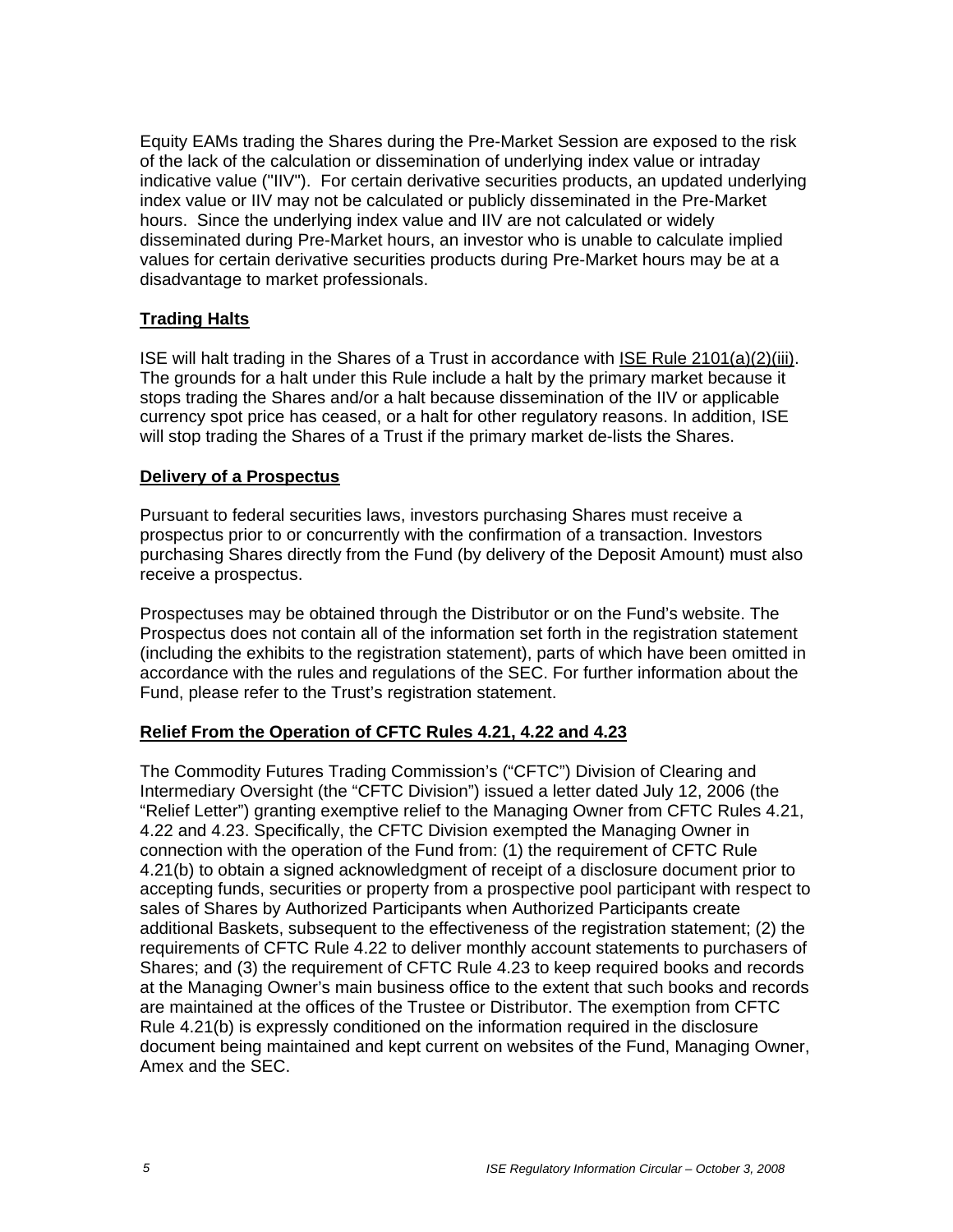Equity EAMs trading the Shares during the Pre-Market Session are exposed to the risk of the lack of the calculation or dissemination of underlying index value or intraday indicative value ("IIV"). For certain derivative securities products, an updated underlying index value or IIV may not be calculated or publicly disseminated in the Pre-Market hours. Since the underlying index value and IIV are not calculated or widely disseminated during Pre-Market hours, an investor who is unable to calculate implied values for certain derivative securities products during Pre-Market hours may be at a disadvantage to market professionals.

## Trading Halts

ISE will halt trading in the Shares of a Trust in accordance with ISE Rule 2101(a)(2)(iii). The grounds for a halt under this Rule include a halt by the primary market because it stops trading the Shares and/or a halt because dissemination of the IIV or applicable currency spot price has ceased, or a halt for other regulatory reasons. In addition, ISE will stop trading the Shares of a Trust if the primary market de-lists the Shares.

## Delivery of a Prospectus

Pursuant to federal securities laws, investors purchasing Shares must receive a prospectus prior to or concurrently with the confirmation of a transaction. Investors purchasing Shares directly from the Fund (by delivery of the Deposit Amount) must also receive a prospectus.

Prospectuses may be obtained through the Distributor or on the Fund's website. The Prospectus does not contain all of the information set forth in the registration statement (including the exhibits to the registration statement), parts of which have been omitted in accordance with the rules and regulations of the SEC. For further information about the Fund, please refer to the Trust's registration statement.

## Relief From the Operation of CFTC Rules 4.21, 4.22 and 4.23

The Commodity Futures Trading Commission's ("CFTC") Division of Clearing and Intermediary Oversight (the "CFTC Division") issued a letter dated July 12, 2006 (the "Relief Letter") granting exemptive relief to the Managing Owner from CFTC Rules 4.21, 4.22 and 4.23. Specifically, the CFTC Division exempted the Managing Owner in connection with the operation of the Fund from: (1) the requirement of CFTC Rule 4.21(b) to obtain a signed acknowledgment of receipt of a disclosure document prior to accepting funds, securities or property from a prospective pool participant with respect to sales of Shares by Authorized Participants when Authorized Participants create additional Baskets, subsequent to the effectiveness of the registration statement; (2) the requirements of CFTC Rule 4.22 to deliver monthly account statements to purchasers of Shares; and (3) the requirement of CFTC Rule 4.23 to keep required books and records at the Managing Owner's main business office to the extent that such books and records are maintained at the offices of the Trustee or Distributor. The exemption from CFTC Rule 4.21(b) is expressly conditioned on the information required in the disclosure document being maintained and kept current on websites of the Fund, Managing Owner, Amex and the SEC.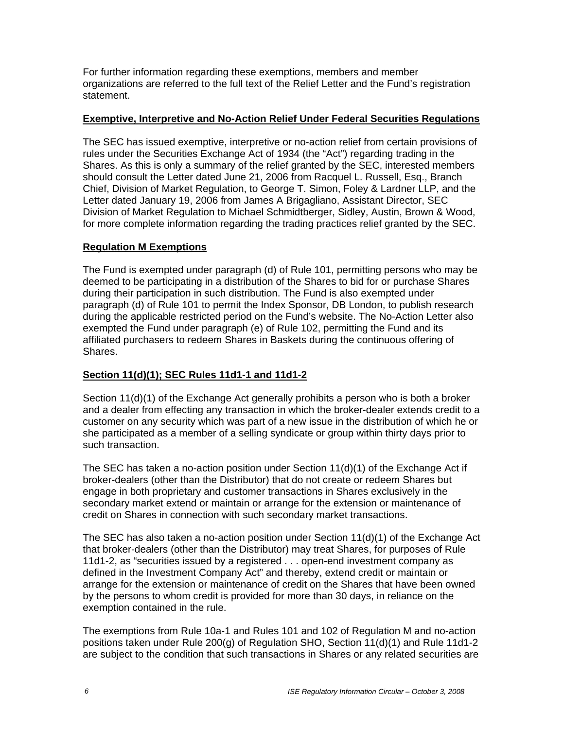For further information regarding these exemptions, members and member organizations are referred to the full text of the Relief Letter and the Fund's registration statement.

**Exemptive, Interpretive and No-Action Relief Under Federal Securities Regulations**

The SEC has issued exemptive, interpretive or no-action relief from certain provisions of rules under the Securities Exchange Act of 1934 (the "Act") regarding trading in the Shares. As this is only a summary of the relief granted by the SEC, interested members should consult the Letter dated June 21, 2006 from Racquel L. Russell, Esq., Branch Chief, Division of Market Regulation, to George T. Simon, Foley & Lardner LLP, and the Letter dated January 19, 2006 from James A Brigagliano, Assistant Director, SEC Division of Market Regulation to Michael Schmidtberger, Sidley, Austin, Brown & Wood, for more complete information regarding the trading practices relief granted by the SEC.

**Regulation M Exemptions**

The Fund is exempted under paragraph (d) of Rule 101, permitting persons who may be deemed to be participating in a distribution of the Shares to bid for or purchase Shares during their participation in such distribution. The Fund is also exempted under paragraph (d) of Rule 101 to permit the Index Sponsor, DB London, to publish research during the applicable restricted period on the Fund's website. The No-Action Letter also exempted the Fund under paragraph (e) of Rule 102, permitting the Fund and its affiliated purchasers to redeem Shares in Baskets during the continuous offering of Shares.

**Section 11(d)(1); SEC Rules 11d1-1 and 11d1-2**

Section 11(d)(1) of the Exchange Act generally prohibits a person who is both a broker and a dealer from effecting any transaction in which the broker-dealer extends credit to a customer on any security which was part of a new issue in the distribution of which he or she participated as a member of a selling syndicate or group within thirty days prior to such transaction.

The SEC has taken a no-action position under Section 11(d)(1) of the Exchange Act if broker-dealers (other than the Distributor) that do not create or redeem Shares but engage in both proprietary and customer transactions in Shares exclusively in the secondary market extend or maintain or arrange for the extension or maintenance of credit on Shares in connection with such secondary market transactions.

The SEC has also taken a no-action position under Section 11(d)(1) of the Exchange Act that broker-dealers (other than the Distributor) may treat Shares, for purposes of Rule 11d1-2, as "securities issued by a registered . . . open-end investment company as defined in the Investment Company Act" and thereby, extend credit or maintain or arrange for the extension or maintenance of credit on the Shares that have been owned by the persons to whom credit is provided for more than 30 days, in reliance on the exemption contained in the rule.

The exemptions from Rule 10a-1 and Rules 101 and 102 of Regulation M and no-action positions taken under Rule 200(g) of Regulation SHO, Section 11(d)(1) and Rule 11d1-2 are subject to the condition that such transactions in Shares or any related securities are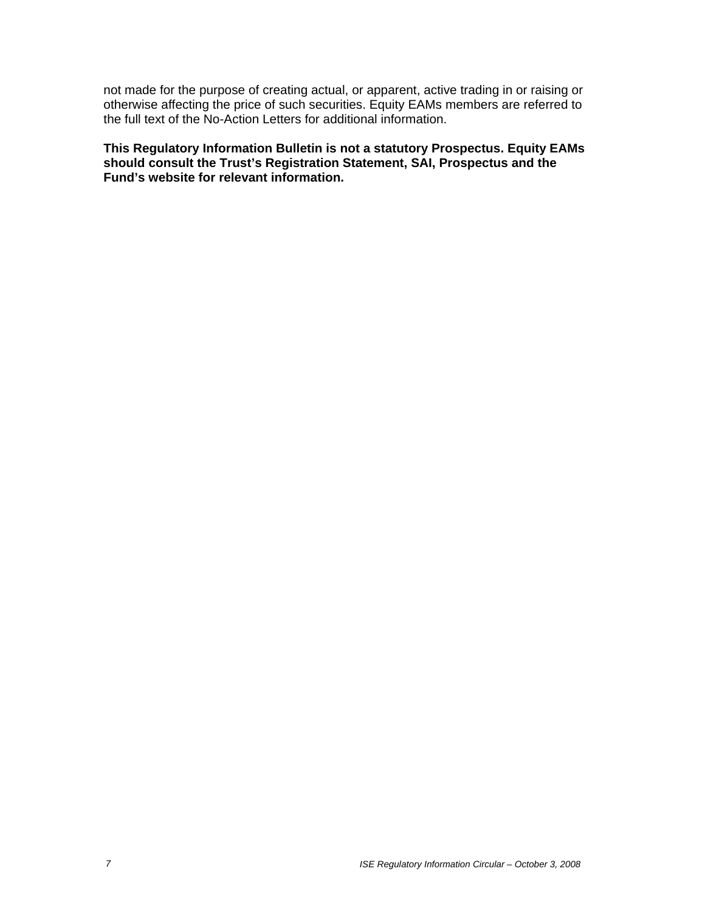not made for the purpose of creating actual, or apparent, active trading in or raising or otherwise affecting the price of such securities. Equity EAMs members are referred to the full text of the No-Action Letters for additional information.

**This Regulatory Information Bulletin is not a statutory Prospectus. Equity EAMs should consult the Trust's Registration Statement, SAI, Prospectus and the Fund's website for relevant information.**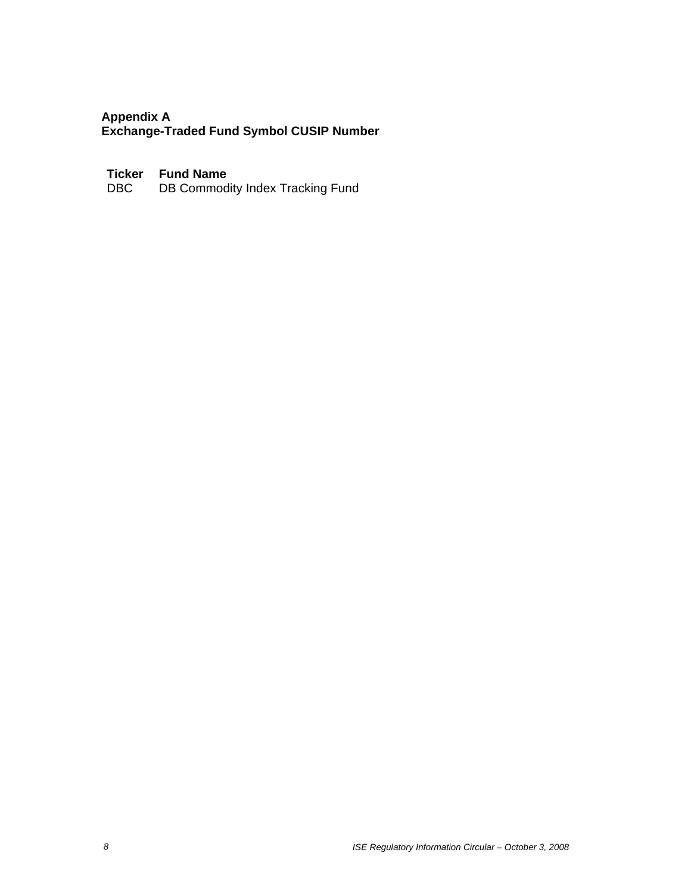**Appendix A**
**Exchange-Traded Fund Symbol CUSIP Number**

| Ticker | Fund Name |
| --- | --- |
| DBC | DB Commodity Index Tracking Fund |